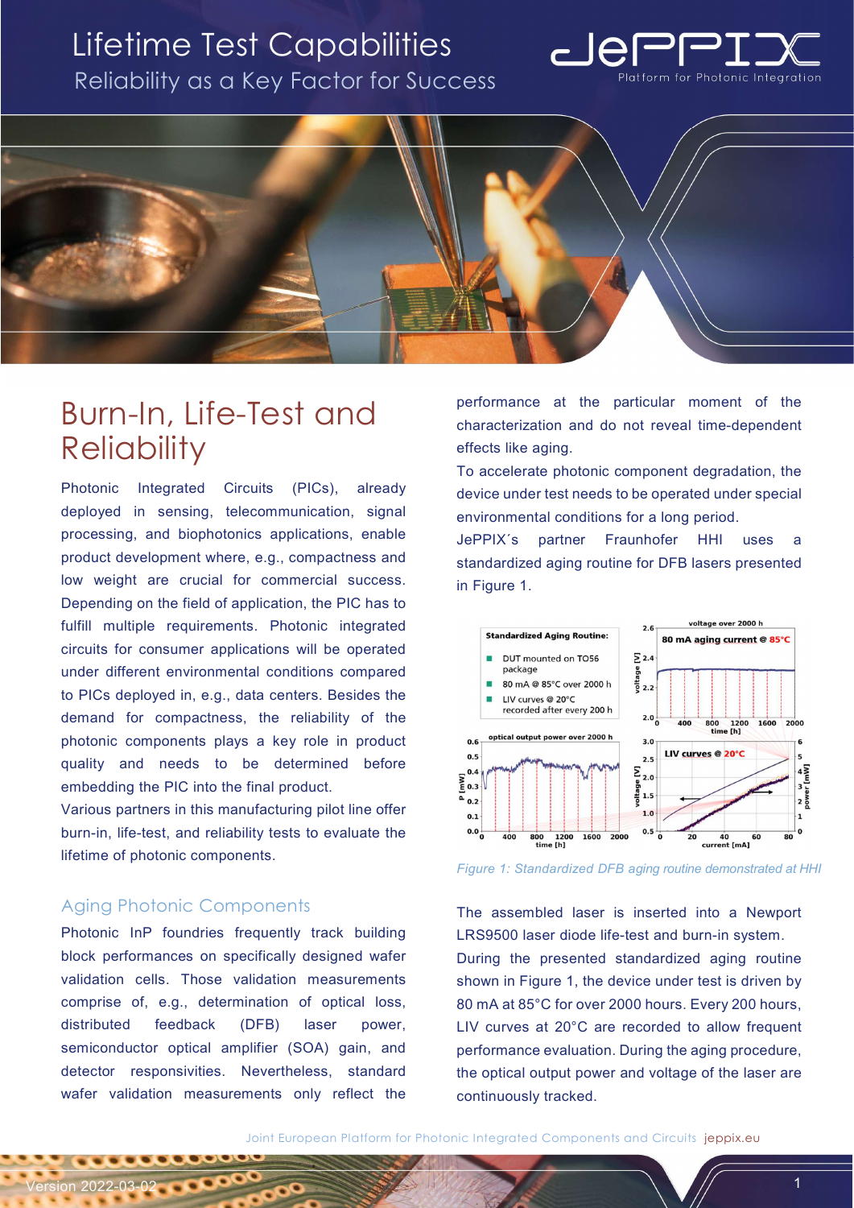# Lifetime Test Capabilities

Reliability as a Key Factor for Success

## Burn-In, Life-Test and Reliability

Photonic Integrated Circuits (PICs), already deployed in sensing, telecommunication, signal processing, and biophotonics applications, enable product development where, e.g., compactness and low weight are crucial for commercial success. Depending on the field of application, the PIC has to fulfill multiple requirements. Photonic integrated circuits for consumer applications will be operated under different environmental conditions compared to PICs deployed in, e.g., data centers. Besides the demand for compactness, the reliability of the photonic components plays a key role in product quality and needs to be determined before embedding the PIC into the final product.

Various partners in this manufacturing pilot line offer burn-in, life-test, and reliability tests to evaluate the lifetime of photonic components.

### Aging Photonic Components

Photonic InP foundries frequently track building block performances on specifically designed wafer validation cells. Those validation measurements comprise of, e.g., determination of optical loss, distributed feedback (DFB) laser power, semiconductor optical amplifier (SOA) gain, and detector responsivities. Nevertheless, standard wafer validation measurements only reflect the performance at the particular moment of the characterization and do not reveal time-dependent effects like aging.

To accelerate photonic component degradation, the device under test needs to be operated under special environmental conditions for a long period.

JePPIX´s partner Fraunhofer HHI uses a standardized aging routine for DFB lasers presented in Figure 1.

*Figure 1: Standardized DFB aging routine demonstrated at HHI*

The assembled laser is inserted into a Newport LRS9500 laser diode life-test and burn-in system.

During the presented standardized aging routine shown in Figure 1, the device under test is driven by 80 mA at 85°C for over 2000 hours. Every 200 hours, LIV curves at 20°C are recorded to allow frequent performance evaluation. During the aging procedure, the optical output power and voltage of the laser are continuously tracked.

Joint European Platform for Photonic Integrated Components and Circuits jeppix.eu

Version 2022-03-02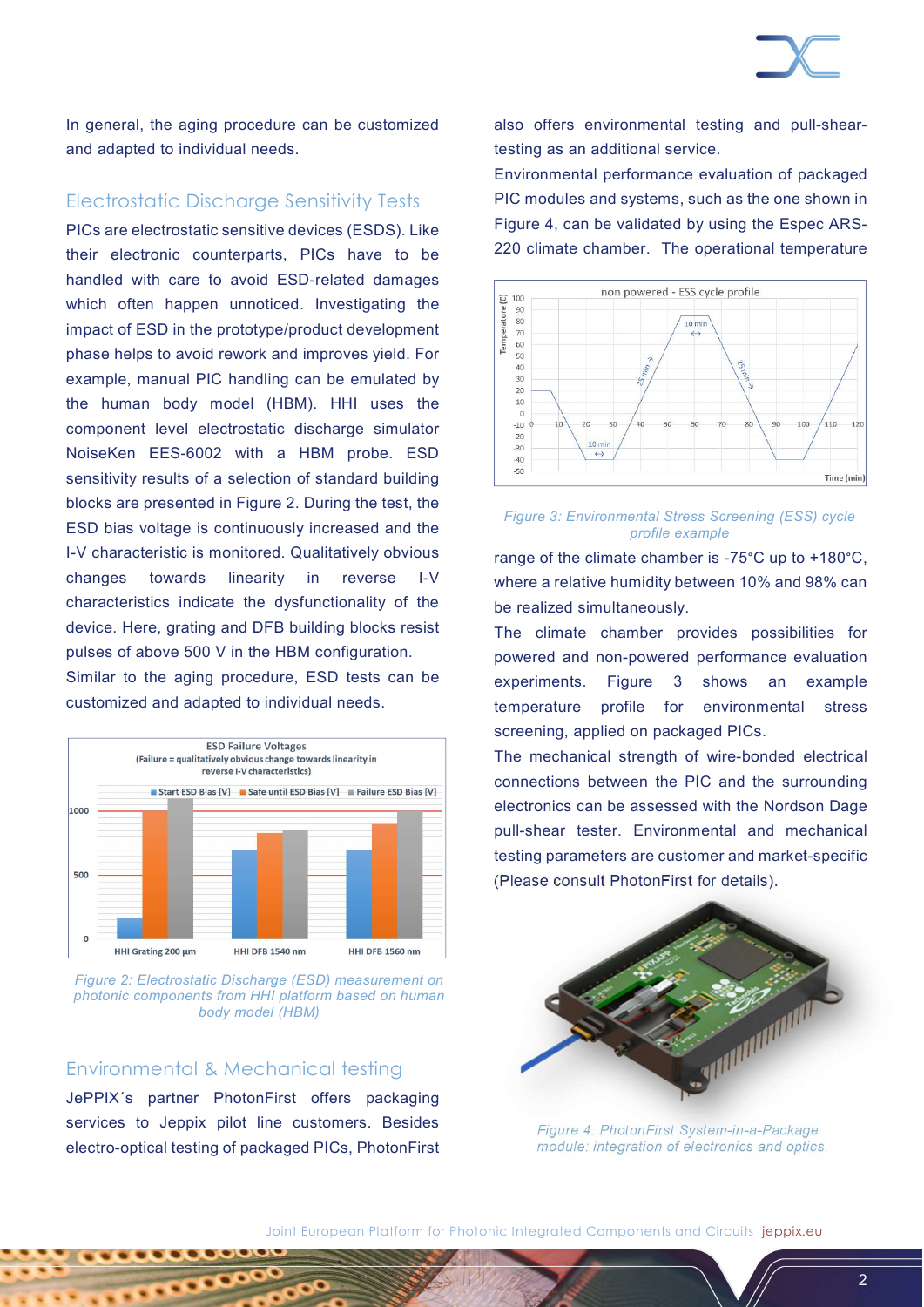In general, the aging procedure can be customized and adapted to individual needs.

## Electrostatic Discharge Sensitivity Tests

PICs are electrostatic sensitive devices (ESDS). Like their electronic counterparts, PICs have to be handled with care to avoid ESD-related damages which often happen unnoticed. Investigating the impact of ESD in the prototype/product development phase helps to avoid rework and improves yield. For example, manual PIC handling can be emulated by the human body model (HBM). HHI uses the component level electrostatic discharge simulator NoiseKen EES-6002 with a HBM probe. ESD sensitivity results of a selection of standard building blocks are presented in Figure 2. During the test, the ESD bias voltage is continuously increased and the I-V characteristic is monitored. Qualitatively obvious changes towards linearity in reverse I-V characteristics indicate the dysfunctionality of the device. Here, grating and DFB building blocks resist pulses of above 500 V in the HBM configuration.

Similar to the aging procedure, ESD tests can be customized and adapted to individual needs.

ESD Failure Voltages
(Failure = qualitatively obvious change towards linearity in reverse I-V characteristics)

Start ESD Bias [V]
Safe until ESD Bias [V]
Failure ESD Bias [V]

1000
500
0

HHI Grating 200 µm
HHI DFB 1540 nm
HHI DFB 1560 nm

*Figure 2: Electrostatic Discharge (ESD) measurement on photonic components from HHI platform based on human body model (HBM)*

## Environmental & Mechanical testing

JePPIX´s partner PhotonFirst offers packaging services to Jeppix pilot line customers. Besides electro-optical testing of packaged PICs, PhotonFirst also offers environmental testing and pull-shear-testing as an additional service.

Environmental performance evaluation of packaged PIC modules and systems, such as the one shown in Figure 4, can be validated by using the Espec ARS-220 climate chamber. The operational temperature range of the climate chamber is -75°C up to +180°C, where a relative humidity between 10% and 98% can be realized simultaneously.

non powered - ESS cycle profile

Temperature (C)
100
90
80
70
60
50
40
30
20
10
0
-10
-20
-30
-40
-50

0 10 20 30 40 50 60 70 80 90 100 110 120

Time (min)

10 min
25 min
25 min
10 min

*Figure 3: Environmental Stress Screening (ESS) cycle profile example*

The climate chamber provides possibilities for powered and non-powered performance evaluation experiments. Figure 3 shows an example temperature profile for environmental stress screening, applied on packaged PICs.

The mechanical strength of wire-bonded electrical connections between the PIC and the surrounding electronics can be assessed with the Nordson Dage pull-shear tester. Environmental and mechanical testing parameters are customer and market-specific (Please consult PhotonFirst for details).

*Figure 4: PhotonFirst System-in-a-Package module: integration of electronics and optics.*